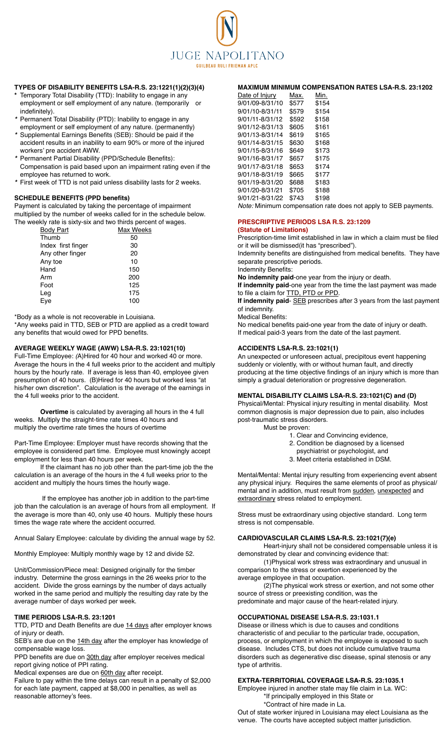JUGE NAPOLITANO

GUILBEAU RULI FRIEMAN APLC

## TYPES OF DISABILITY BENEFITS LSA-R.S. 23:1221(1)(2)(3)(4)

- * Temporary Total Disability (TTD): Inability to engage in any employment or self employment of any nature. (temporarily or indefinitely).
- * Permanent Total Disability (PTD): Inability to engage in any employment or self employment of any nature. (permanently)
- * Supplemental Earnings Benefits (SEB): Should be paid if the accident results in an inability to earn 90% or more of the injured workers' pre accident AWW.
- * Permanent Partial Disability (PPD/Schedule Benefits): Compensation is paid based upon an impairment rating even if the employee has returned to work.
- * First week of TTD is not paid unless disability lasts for 2 weeks.

## SCHEDULE BENEFITS (PPD benefits)

Payment is calculated by taking the percentage of impairment multiplied by the number of weeks called for in the schedule below. The weekly rate is sixty-six and two thirds percent of wages.

| Body Part | Max Weeks |
|---|---|
| Thumb | 50 |
| Index first finger | 30 |
| Any other finger | 20 |
| Any toe | 10 |
| Hand | 150 |
| Arm | 200 |
| Foot | 125 |
| Leg | 175 |
| Eye | 100 |

*Body as a whole is not recoverable in Louisiana.

*Any weeks paid in TTD, SEB or PTD are applied as a credit toward any benefits that would owed for PPD benefits.

## AVERAGE WEEKLY WAGE (AWW) LSA-R.S. 23:1021(10)

Full-Time Employee: (A)Hired for 40 hour and worked 40 or more. Average the hours in the 4 full weeks prior to the accident and multiply hours by the hourly rate. If average is less than 40, employee given presumption of 40 hours. (B)Hired for 40 hours but worked less "at his/her own discretion". Calculation is the average of the earnings in the 4 full weeks prior to the accident.

**Overtime** is calculated by averaging all hours in the 4 full weeks. Multiply the straight-time rate times 40 hours and multiply the overtime rate times the hours of overtime

Part-Time Employee: Employer must have records showing that the employee is considered part time. Employee must knowingly accept employment for less than 40 hours per week.

If the claimant has no job other than the part-time job the the calculation is an average of the hours in the 4 full weeks prior to the accident and multiply the hours times the hourly wage.

If the employee has another job in addition to the part-time job than the calculation is an average of hours from all employment. If the average is more than 40, only use 40 hours. Multiply these hours times the wage rate where the accident occurred.

Annual Salary Employee: calculate by dividing the annual wage by 52.

Monthly Employee: Multiply monthly wage by 12 and divide 52.

Unit/Commission/Piece meal: Designed originally for the timber industry. Determine the gross earnings in the 26 weeks prior to the accident. Divide the gross earnings by the number of days actually worked in the same period and multiply the resulting day rate by the average number of days worked per week.

## TIME PERIODS LSA-R.S. 23:1201

TTD, PTD and Death Benefits are due 14 days after employer knows of injury or death.

SEB's are due on the 14th day after the employer has knowledge of compensable wage loss.

PPD benefits are due on 30th day after employer receives medical report giving notice of PPI rating.

Medical expenses are due on 60th day after receipt.

Failure to pay within the time delays can result in a penalty of $2,000 for each late payment, capped at $8,000 in penalties, as well as reasonable attorney's fees.

## MAXIMUM MINIMUM COMPENSATION RATES LSA-R.S. 23:1202

| Date of Injury | Max. | Min. |
|---|---|---|
| 9/01/09-8/31/10 | $577 | $154 |
| 9/01/10-8/31/11 | $579 | $154 |
| 9/01/11-8/31/12 | $592 | $158 |
| 9/01/12-8/31/13 | $605 | $161 |
| 9/01/13-8/31/14 | $619 | $165 |
| 9/01/14-8/31/15 | $630 | $168 |
| 9/01/15-8/31/16 | $649 | $173 |
| 9/01/16-8/31/17 | $657 | $175 |
| 9/01/17-8/31/18 | $653 | $174 |
| 9/01/18-8/31/19 | $665 | $177 |
| 9/01/19-8/31/20 | $688 | $183 |
| 9/01/20-8/31/21 | $705 | $188 |
| 9/01/21-8/31/22 | $743 | $198 |

*Note:* Minimum compensation rate does not apply to SEB payments.

## PRESCRIPTIVE PERIODS LSA R.S. 23:1209

### (Statute of Limitations)

Prescription-time limit established in law in which a claim must be filed or it will be dismissed(it has "prescribed").

Indemnity benefits are distinguished from medical benefits. They have separate prescriptive periods.

Indemnity Benefits:

**No indemnity paid**-one year from the injury or death.

**If indemnity paid**-one year from the time the last payment was made to file a claim for TTD, PTD or PPD.

**If indemnity paid**- SEB prescribes after 3 years from the last payment of indemnity.

Medical Benefits:

No medical benefits paid-one year from the date of injury or death.

If medical paid-3 years from the date of the last payment.

## ACCIDENTS LSA-R.S. 23:1021(1)

An unexpected or unforeseen actual, precipitous event happening suddenly or violently, with or without human fault, and directly producing at the time objective findings of an injury which is more than simply a gradual deterioration or progressive degeneration.

## MENTAL DISABILITY CLAIMS LSA-R.S. 23:1021(C) and (D)

Physical/Mental: Physical injury resulting in mental disability. Most common diagnosis is major depression due to pain, also includes post-traumatic stress disorders.

Must be proven:

1. Clear and Convincing evidence,
2. Condition be diagnosed by a licensed psychiatrist or psychologist, and
3. Meet criteria established in DSM.

Mental/Mental: Mental injury resulting from experiencing event absent any physical injury. Requires the same elements of proof as physical/mental and in addition, must result from sudden, unexpected and extraordinary stress related to employment.

Stress must be extraordinary using objective standard. Long term stress is not compensable.

## CARDIOVASCULAR CLAIMS LSA-R.S. 23:1021(7)(e)

Heart-injury shall not be considered compensable unless it is demonstrated by clear and convincing evidence that:

(1)Physical work stress was extraordinary and unusual in comparison to the stress or exertion experienced by the average employee in that occupation.

(2)The physical work stress or exertion, and not some other source of stress or preexisting condition, was the predominate and major cause of the heart-related injury.

## OCCUPATIONAL DISEASE LSA-R.S. 23:1031.1

Disease or illness which is due to causes and conditions characteristic of and peculiar to the particular trade, occupation, process, or employment in which the employee is exposed to such disease. Includes CTS, but does not include cumulative trauma disorders such as degenerative disc disease, spinal stenosis or any type of arthritis.

## EXTRA-TERRITORIAL COVERAGE LSA-R.S. 23:1035.1

Employee injured in another state may file claim in La. WC:

*If principally employed in this State or

*Contract of hire made in La.

Out of state worker injured in Louisiana may elect Louisiana as the venue. The courts have accepted subject matter jurisdiction.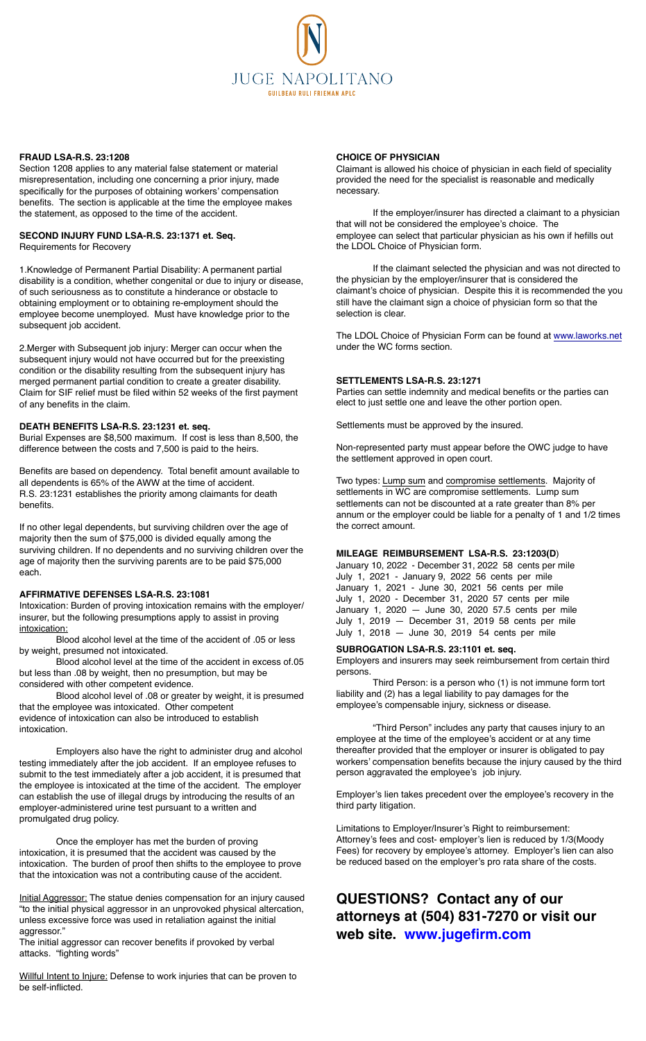JUGE NAPOLITANO

GUILBEAU RULI FRIEMAN APLC

**FRAUD LSA-R.S. 23:1208**

Section 1208 applies to any material false statement or material misrepresentation, including one concerning a prior injury, made specifically for the purposes of obtaining workers' compensation benefits. The section is applicable at the time the employee makes the statement, as opposed to the time of the accident.

**SECOND INJURY FUND LSA-R.S. 23:1371 et. Seq.**

Requirements for Recovery

1.Knowledge of Permanent Partial Disability: A permanent partial disability is a condition, whether congenital or due to injury or disease, of such seriousness as to constitute a hinderance or obstacle to obtaining employment or to obtaining re-employment should the employee become unemployed. Must have knowledge prior to the subsequent job accident.

2.Merger with Subsequent job injury: Merger can occur when the subsequent injury would not have occurred but for the preexisting condition or the disability resulting from the subsequent injury has merged permanent partial condition to create a greater disability. Claim for SIF relief must be filed within 52 weeks of the first payment of any benefits in the claim.

**DEATH BENEFITS LSA-R.S. 23:1231 et. seq.**

Burial Expenses are $8,500 maximum. If cost is less than 8,500, the difference between the costs and 7,500 is paid to the heirs.

Benefits are based on dependency. Total benefit amount available to all dependents is 65% of the AWW at the time of accident. R.S. 23:1231 establishes the priority among claimants for death benefits.

If no other legal dependents, but surviving children over the age of majority then the sum of $75,000 is divided equally among the surviving children. If no dependents and no surviving children over the age of majority then the surviving parents are to be paid $75,000 each.

**AFFIRMATIVE DEFENSES LSA-R.S. 23:1081**

Intoxication: Burden of proving intoxication remains with the employer/insurer, but the following presumptions apply to assist in proving intoxication:

Blood alcohol level at the time of the accident of .05 or less by weight, presumed not intoxicated.

Blood alcohol level at the time of the accident in excess of.05 but less than .08 by weight, then no presumption, but may be considered with other competent evidence.

Blood alcohol level of .08 or greater by weight, it is presumed that the employee was intoxicated. Other competent evidence of intoxication can also be introduced to establish intoxication.

Employers also have the right to administer drug and alcohol testing immediately after the job accident. If an employee refuses to submit to the test immediately after a job accident, it is presumed that the employee is intoxicated at the time of the accident. The employer can establish the use of illegal drugs by introducing the results of an employer-administered urine test pursuant to a written and promulgated drug policy.

Once the employer has met the burden of proving intoxication, it is presumed that the accident was caused by the intoxication. The burden of proof then shifts to the employee to prove that the intoxication was not a contributing cause of the accident.

Initial Aggressor: The statue denies compensation for an injury caused "to the initial physical aggressor in an unprovoked physical altercation, unless excessive force was used in retaliation against the initial aggressor."

The initial aggressor can recover benefits if provoked by verbal attacks. "fighting words"

Willful Intent to Injure: Defense to work injuries that can be proven to be self-inflicted.

**CHOICE OF PHYSICIAN**

Claimant is allowed his choice of physician in each field of speciality provided the need for the specialist is reasonable and medically necessary.

If the employer/insurer has directed a claimant to a physician that will not be considered the employee's choice. The employee can select that particular physician as his own if hefills out the LDOL Choice of Physician form.

If the claimant selected the physician and was not directed to the physician by the employer/insurer that is considered the claimant's choice of physician. Despite this it is recommended the you still have the claimant sign a choice of physician form so that the selection is clear.

The LDOL Choice of Physician Form can be found at www.laworks.net under the WC forms section.

**SETTLEMENTS LSA-R.S. 23:1271**

Parties can settle indemnity and medical benefits or the parties can elect to just settle one and leave the other portion open.

Settlements must be approved by the insured.

Non-represented party must appear before the OWC judge to have the settlement approved in open court.

Two types: Lump sum and compromise settlements. Majority of settlements in WC are compromise settlements. Lump sum settlements can not be discounted at a rate greater than 8% per annum or the employer could be liable for a penalty of 1 and 1/2 times the correct amount.

**MILEAGE REIMBURSEMENT LSA-R.S. 23:1203(D)**

January 10, 2022 - December 31, 2022 58 cents per mile
July 1, 2021 - January 9, 2022 56 cents per mile
January 1, 2021 - June 30, 2021 56 cents per mile
July 1, 2020 - December 31, 2020 57 cents per mile
January 1, 2020 — June 30, 2020 57.5 cents per mile
July 1, 2019 — December 31, 2019 58 cents per mile
July 1, 2018 — June 30, 2019 54 cents per mile

**SUBROGATION LSA-R.S. 23:1101 et. seq.**

Employers and insurers may seek reimbursement from certain third persons.

Third Person: is a person who (1) is not immune form tort liability and (2) has a legal liability to pay damages for the employee's compensable injury, sickness or disease.

"Third Person" includes any party that causes injury to an employee at the time of the employee's accident or at any time thereafter provided that the employer or insurer is obligated to pay workers' compensation benefits because the injury caused by the third person aggravated the employee's job injury.

Employer's lien takes precedent over the employee's recovery in the third party litigation.

Limitations to Employer/Insurer's Right to reimbursement: Attorney's fees and cost- employer's lien is reduced by 1/3(Moody Fees) for recovery by employee's attorney. Employer's lien can also be reduced based on the employer's pro rata share of the costs.

**QUESTIONS? Contact any of our attorneys at (504) 831-7270 or visit our web site. www.jugefirm.com**